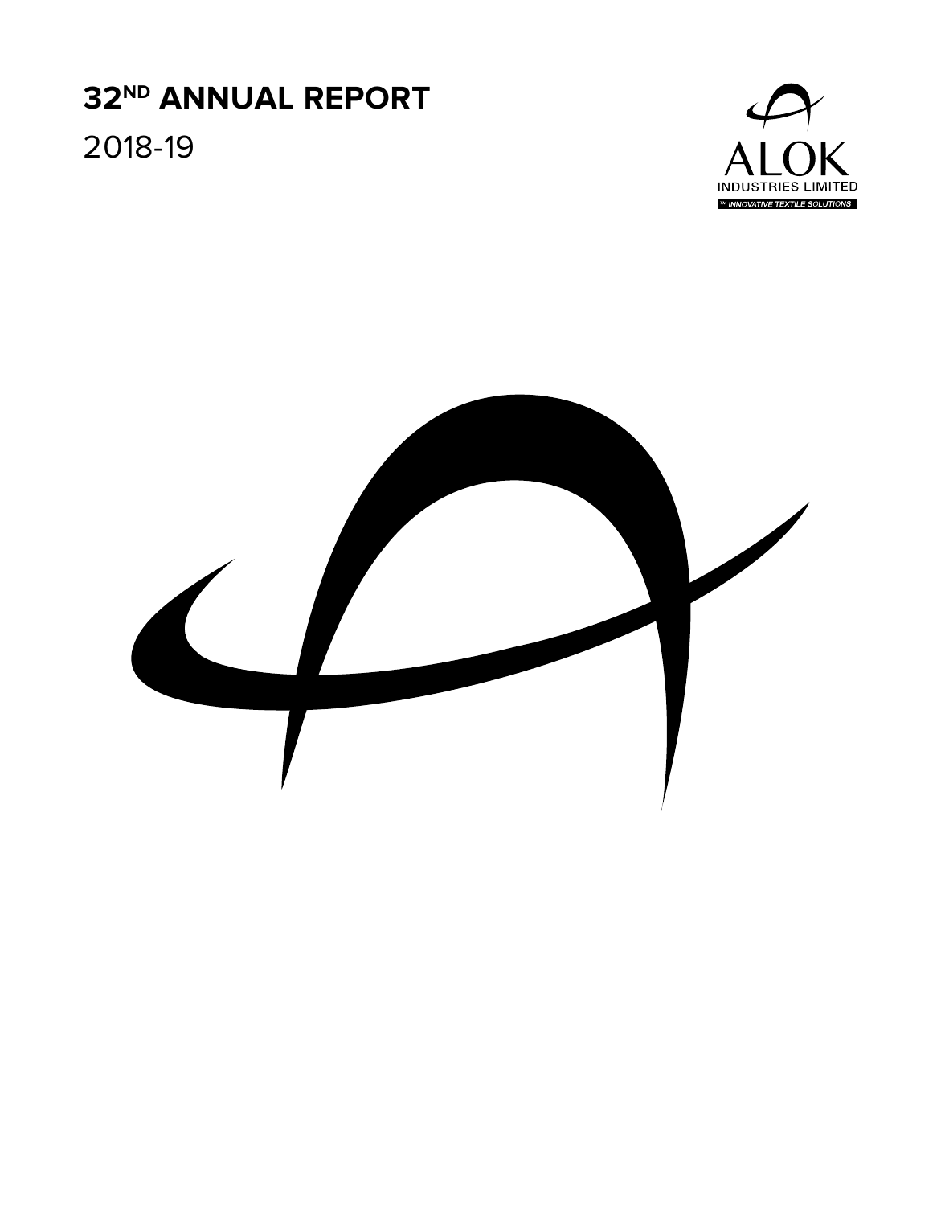# 32ND ANNUAL REPORT

2018-19

ALOK

INDUSTRIES LIMITED

TM INNOVATIVE TEXTILE SOLUTIONS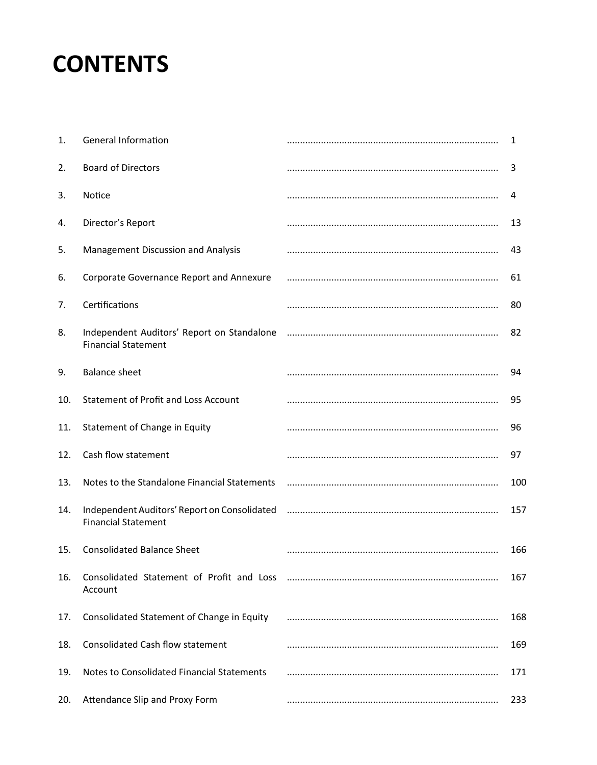# CONTENTS

| No. | Particulars | Page |
| --- | --- | --- |
| 1. | General Information | 1 |
| 2. | Board of Directors | 3 |
| 3. | Notice | 4 |
| 4. | Director's Report | 13 |
| 5. | Management Discussion and Analysis | 43 |
| 6. | Corporate Governance Report and Annexure | 61 |
| 7. | Certifications | 80 |
| 8. | Independent Auditors' Report on Standalone Financial Statement | 82 |
| 9. | Balance sheet | 94 |
| 10. | Statement of Profit and Loss Account | 95 |
| 11. | Statement of Change in Equity | 96 |
| 12. | Cash flow statement | 97 |
| 13. | Notes to the Standalone Financial Statements | 100 |
| 14. | Independent Auditors' Report on Consolidated Financial Statement | 157 |
| 15. | Consolidated Balance Sheet | 166 |
| 16. | Consolidated Statement of Profit and Loss Account | 167 |
| 17. | Consolidated Statement of Change in Equity | 168 |
| 18. | Consolidated Cash flow statement | 169 |
| 19. | Notes to Consolidated Financial Statements | 171 |
| 20. | Attendance Slip and Proxy Form | 233 |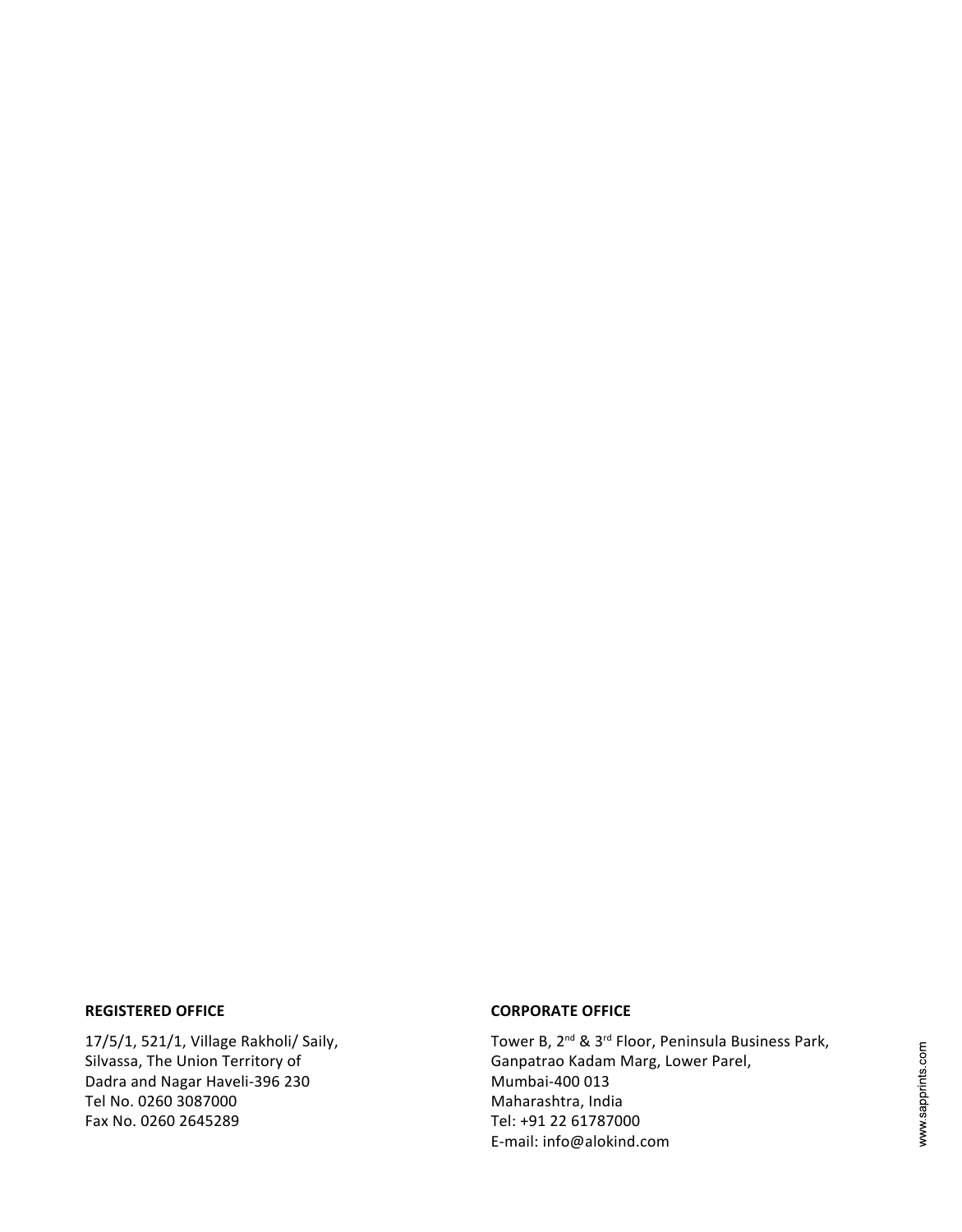**REGISTERED OFFICE**

17/5/1, 521/1, Village Rakholi/ Saily,
Silvassa, The Union Territory of
Dadra and Nagar Haveli-396 230
Tel No. 0260 3087000
Fax No. 0260 2645289

**CORPORATE OFFICE**

Tower B, 2nd & 3rd Floor, Peninsula Business Park,
Ganpatrao Kadam Marg, Lower Parel,
Mumbai-400 013
Maharashtra, India
Tel: +91 22 61787000
E-mail: info@alokind.com

www.sapprints.com